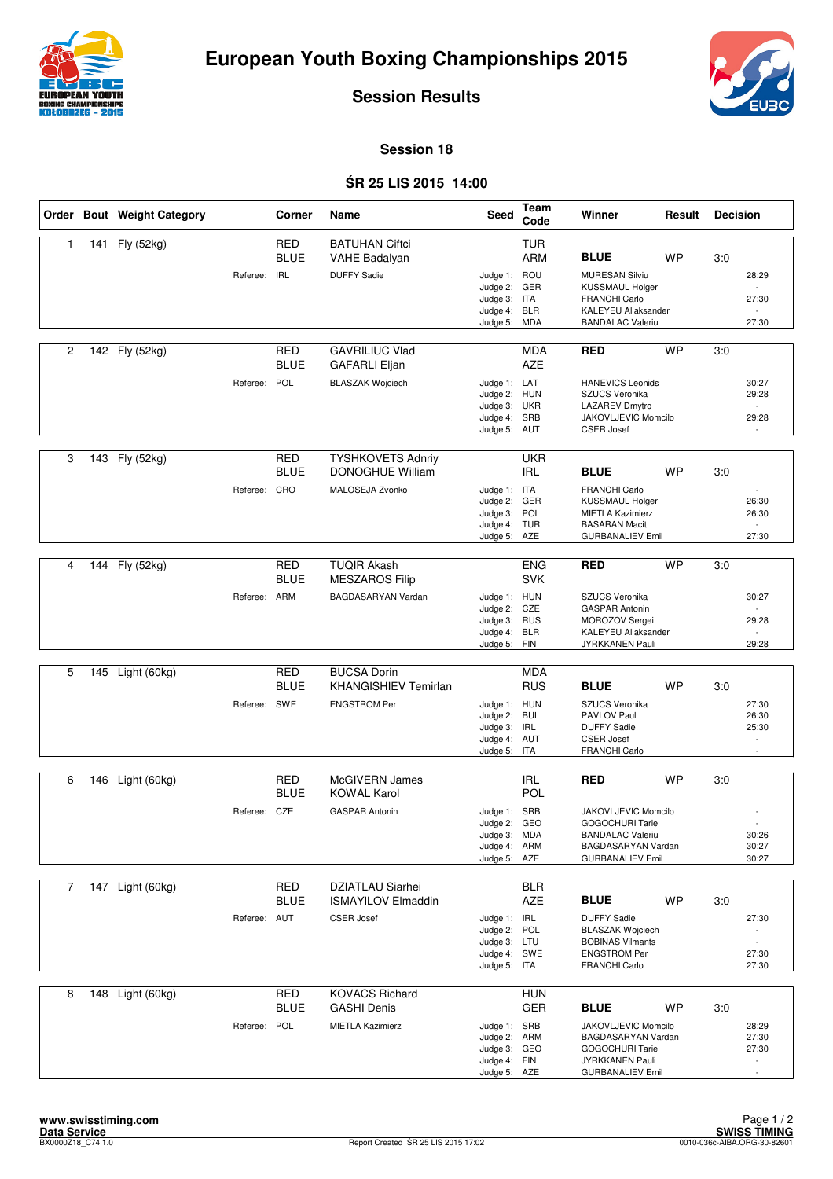# European Youth Boxing Championships 2015

## Session Results

### Session 18

### ŚR 25 LIS 2015 14:00

| Order | Bout | Weight Category | Corner | Name | Seed | Team Code | Winner | Result | Decision | |
|---|---|---|---|---|---|---|---|---|---|---|
| 1 | 141 | Fly (52kg) | RED | BATUHAN Ciftci | | TUR | | | | |
| | | | BLUE | VAHE Badalyan | | ARM | **BLUE** | WP | 3:0 | |
| | | Referee: | IRL | DUFFY Sadie | Judge 1: | ROU | MURESAN Silviu | | | 28:29 |
| | | | | | Judge 2: | GER | KUSSMAUL Holger | | | - |
| | | | | | Judge 3: | ITA | FRANCHI Carlo | | | 27:30 |
| | | | | | Judge 4: | BLR | KALEYEU Aliaksander | | | - |
| | | | | | Judge 5: | MDA | BANDALAC Valeriu | | | 27:30 |
| 2 | 142 | Fly (52kg) | RED | GAVRILIUC Vlad | | MDA | **RED** | WP | 3:0 | |
| | | | BLUE | GAFARLI Eljan | | AZE | | | | |
| | | Referee: | POL | BLASZAK Wojciech | Judge 1: | LAT | HANEVICS Leonids | | | 30:27 |
| | | | | | Judge 2: | HUN | SZUCS Veronika | | | 29:28 |
| | | | | | Judge 3: | UKR | LAZAREV Dmytro | | | - |
| | | | | | Judge 4: | SRB | JAKOVLJEVIC Momcilo | | | 29:28 |
| | | | | | Judge 5: | AUT | CSER Josef | | | - |
| 3 | 143 | Fly (52kg) | RED | TYSHKOVETS Adnriy | | UKR | | | | |
| | | | BLUE | DONOGHUE William | | IRL | **BLUE** | WP | 3:0 | |
| | | Referee: | CRO | MALOSEJA Zvonko | Judge 1: | ITA | FRANCHI Carlo | | | - |
| | | | | | Judge 2: | GER | KUSSMAUL Holger | | | 26:30 |
| | | | | | Judge 3: | POL | MIETLA Kazimierz | | | 26:30 |
| | | | | | Judge 4: | TUR | BASARAN Macit | | | - |
| | | | | | Judge 5: | AZE | GURBANALIEV Emil | | | 27:30 |
| 4 | 144 | Fly (52kg) | RED | TUQIR Akash | | ENG | **RED** | WP | 3:0 | |
| | | | BLUE | MESZAROS Filip | | SVK | | | | |
| | | Referee: | ARM | BAGDASARYAN Vardan | Judge 1: | HUN | SZUCS Veronika | | | 30:27 |
| | | | | | Judge 2: | CZE | GASPAR Antonin | | | - |
| | | | | | Judge 3: | RUS | MOROZOV Sergei | | | 29:28 |
| | | | | | Judge 4: | BLR | KALEYEU Aliaksander | | | - |
| | | | | | Judge 5: | FIN | JYRKKANEN Pauli | | | 29:28 |
| 5 | 145 | Light (60kg) | RED | BUCSA Dorin | | MDA | | | | |
| | | | BLUE | KHANGISHIEV Temirlan | | RUS | **BLUE** | WP | 3:0 | |
| | | Referee: | SWE | ENGSTROM Per | Judge 1: | HUN | SZUCS Veronika | | | 27:30 |
| | | | | | Judge 2: | BUL | PAVLOV Paul | | | 26:30 |
| | | | | | Judge 3: | IRL | DUFFY Sadie | | | 25:30 |
| | | | | | Judge 4: | AUT | CSER Josef | | | - |
| | | | | | Judge 5: | ITA | FRANCHI Carlo | | | - |
| 6 | 146 | Light (60kg) | RED | McGIVERN James | | IRL | **RED** | WP | 3:0 | |
| | | | BLUE | KOWAL Karol | | POL | | | | |
| | | Referee: | CZE | GASPAR Antonin | Judge 1: | SRB | JAKOVLJEVIC Momcilo | | | - |
| | | | | | Judge 2: | GEO | GOGOCHURI Tariel | | | - |
| | | | | | Judge 3: | MDA | BANDALAC Valeriu | | | 30:26 |
| | | | | | Judge 4: | ARM | BAGDASARYAN Vardan | | | 30:27 |
| | | | | | Judge 5: | AZE | GURBANALIEV Emil | | | 30:27 |
| 7 | 147 | Light (60kg) | RED | DZIATLAU Siarhei | | BLR | | | | |
| | | | BLUE | ISMAYILOV Elmaddin | | AZE | **BLUE** | WP | 3:0 | |
| | | Referee: | AUT | CSER Josef | Judge 1: | IRL | DUFFY Sadie | | | 27:30 |
| | | | | | Judge 2: | POL | BLASZAK Wojciech | | | - |
| | | | | | Judge 3: | LTU | BOBINAS Vilmants | | | - |
| | | | | | Judge 4: | SWE | ENGSTROM Per | | | 27:30 |
| | | | | | Judge 5: | ITA | FRANCHI Carlo | | | 27:30 |
| 8 | 148 | Light (60kg) | RED | KOVACS Richard | | HUN | | | | |
| | | | BLUE | GASHI Denis | | GER | **BLUE** | WP | 3:0 | |
| | | Referee: | POL | MIETLA Kazimierz | Judge 1: | SRB | JAKOVLJEVIC Momcilo | | | 28:29 |
| | | | | | Judge 2: | ARM | BAGDASARYAN Vardan | | | 27:30 |
| | | | | | Judge 3: | GEO | GOGOCHURI Tariel | | | 27:30 |
| | | | | | Judge 4: | FIN | JYRKKANEN Pauli | | | - |
| | | | | | Judge 5: | AZE | GURBANALIEV Emil | | | - |

www.swisstiming.com
Data Service
BX0000Z18_C74 1.0
Report Created ŚR 25 LIS 2015 17:02
SWISS TIMING
0010-036c-AIBA.ORG-30-82601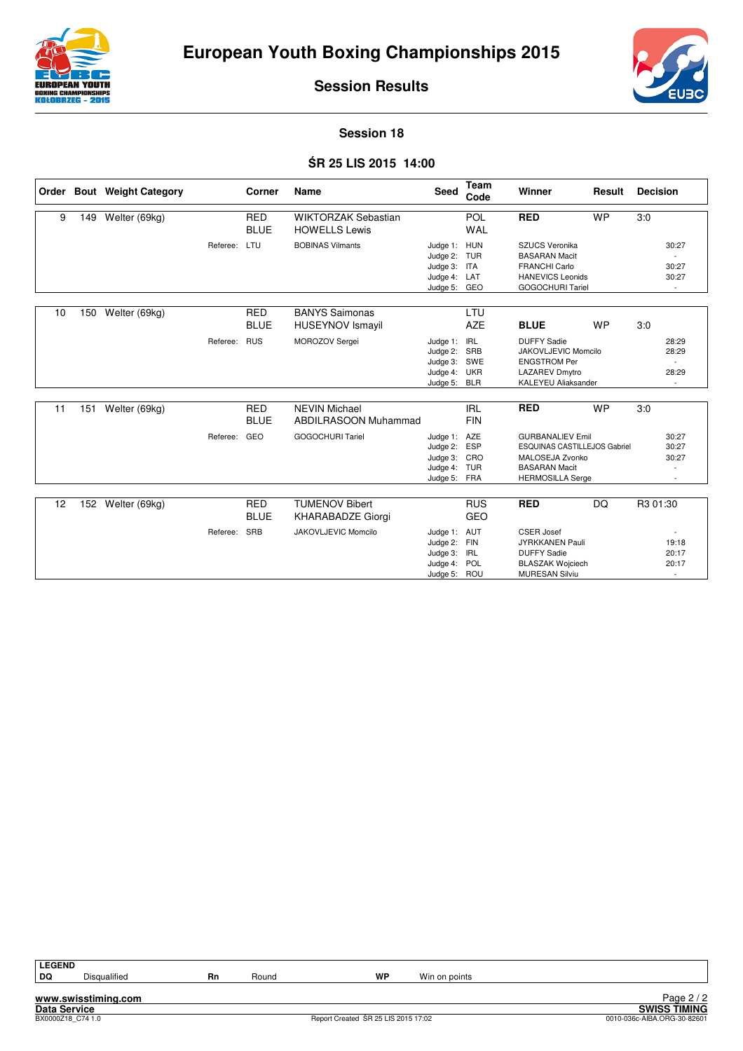# European Youth Boxing Championships 2015

## Session Results

### Session 18

### ŚR 25 LIS 2015 14:00

| Order | Bout | Weight Category | Corner | Name | Seed | Team Code | Winner | Result | Decision |
|---|---|---|---|---|---|---|---|---|---|
| 9 | 149 | Welter (69kg) | RED | WIKTORZAK Sebastian | | POL | **RED** | WP | 3:0 |
| | | | BLUE | HOWELLS Lewis | | WAL | | | |
| | | Referee: | LTU | BOBINAS Vilmants | Judge 1: | HUN | SZUCS Veronika | | 30:27 |
| | | | | | Judge 2: | TUR | BASARAN Macit | | - |
| | | | | | Judge 3: | ITA | FRANCHI Carlo | | 30:27 |
| | | | | | Judge 4: | LAT | HANEVICS Leonids | | 30:27 |
| | | | | | Judge 5: | GEO | GOGOCHURI Tariel | | - |
| 10 | 150 | Welter (69kg) | RED | BANYS Saimonas | | LTU | | | |
| | | | BLUE | HUSEYNOV Ismayil | | AZE | **BLUE** | WP | 3:0 |
| | | Referee: | RUS | MOROZOV Sergei | Judge 1: | IRL | DUFFY Sadie | | 28:29 |
| | | | | | Judge 2: | SRB | JAKOVLJEVIC Momcilo | | 28:29 |
| | | | | | Judge 3: | SWE | ENGSTROM Per | | - |
| | | | | | Judge 4: | UKR | LAZAREV Dmytro | | 28:29 |
| | | | | | Judge 5: | BLR | KALEYEU Aliaksander | | - |
| 11 | 151 | Welter (69kg) | RED | NEVIN Michael | | IRL | **RED** | WP | 3:0 |
| | | | BLUE | ABDILRASOON Muhammad | | FIN | | | |
| | | Referee: | GEO | GOGOCHURI Tariel | Judge 1: | AZE | GURBANALIEV Emil | | 30:27 |
| | | | | | Judge 2: | ESP | ESQUINAS CASTILLEJOS Gabriel | | 30:27 |
| | | | | | Judge 3: | CRO | MALOSEJA Zvonko | | 30:27 |
| | | | | | Judge 4: | TUR | BASARAN Macit | | - |
| | | | | | Judge 5: | FRA | HERMOSILLA Serge | | - |
| 12 | 152 | Welter (69kg) | RED | TUMENOV Bibert | | RUS | **RED** | DQ | R3 01:30 |
| | | | BLUE | KHARABADZE Giorgi | | GEO | | | |
| | | Referee: | SRB | JAKOVLJEVIC Momcilo | Judge 1: | AUT | CSER Josef | | - |
| | | | | | Judge 2: | FIN | JYRKKANEN Pauli | | 19:18 |
| | | | | | Judge 3: | IRL | DUFFY Sadie | | 20:17 |
| | | | | | Judge 4: | POL | BLASZAK Wojciech | | 20:17 |
| | | | | | Judge 5: | ROU | MURESAN Silviu | | - |

| LEGEND | | | | | |
|---|---|---|---|---|---|
| DQ | Disqualified | Rn | Round | WP | Win on points |

www.swisstiming.com
Data Service
BX0000Z18_C74 1.0
Report Created ŚR 25 LIS 2015 17:02
SWISS TIMING
0010-036c-AIBA.ORG-30-82601